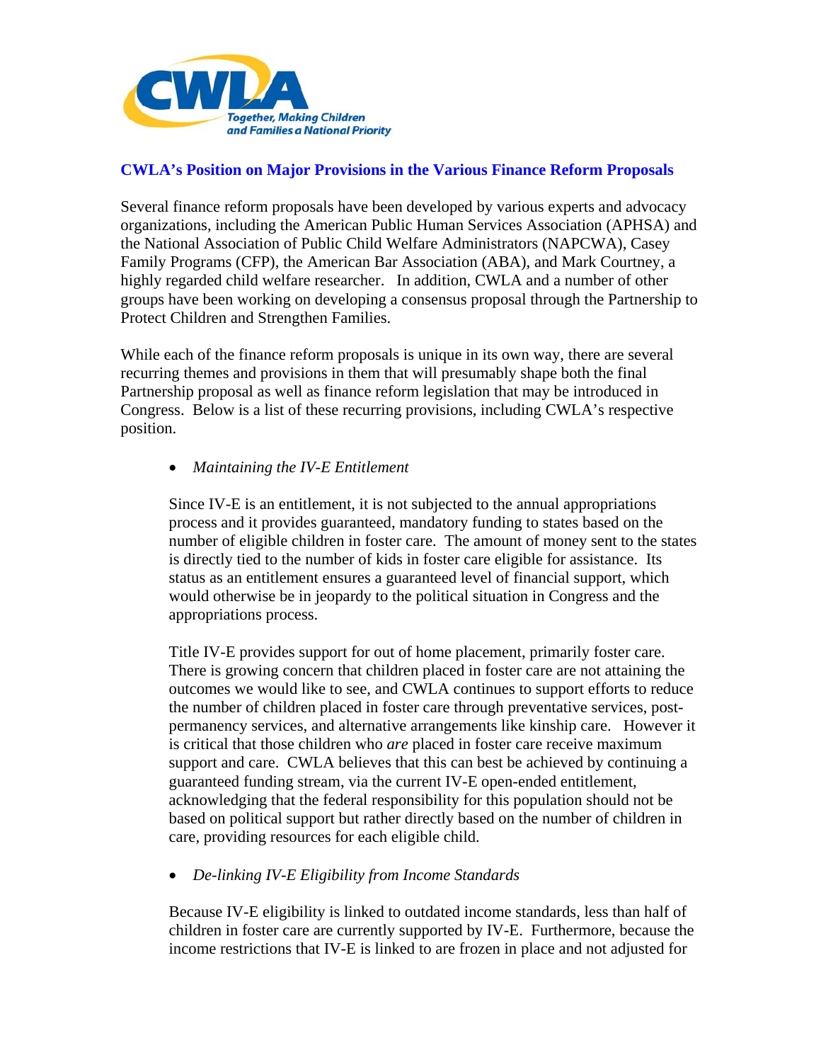## CWLA's Position on Major Provisions in the Various Finance Reform Proposals

Several finance reform proposals have been developed by various experts and advocacy organizations, including the American Public Human Services Association (APHSA) and the National Association of Public Child Welfare Administrators (NAPCWA), Casey Family Programs (CFP), the American Bar Association (ABA), and Mark Courtney, a highly regarded child welfare researcher. In addition, CWLA and a number of other groups have been working on developing a consensus proposal through the Partnership to Protect Children and Strengthen Families.

While each of the finance reform proposals is unique in its own way, there are several recurring themes and provisions in them that will presumably shape both the final Partnership proposal as well as finance reform legislation that may be introduced in Congress. Below is a list of these recurring provisions, including CWLA's respective position.

- *Maintaining the IV-E Entitlement*

  Since IV-E is an entitlement, it is not subjected to the annual appropriations process and it provides guaranteed, mandatory funding to states based on the number of eligible children in foster care. The amount of money sent to the states is directly tied to the number of kids in foster care eligible for assistance. Its status as an entitlement ensures a guaranteed level of financial support, which would otherwise be in jeopardy to the political situation in Congress and the appropriations process.

  Title IV-E provides support for out of home placement, primarily foster care. There is growing concern that children placed in foster care are not attaining the outcomes we would like to see, and CWLA continues to support efforts to reduce the number of children placed in foster care through preventative services, post-permanency services, and alternative arrangements like kinship care. However it is critical that those children who *are* placed in foster care receive maximum support and care. CWLA believes that this can best be achieved by continuing a guaranteed funding stream, via the current IV-E open-ended entitlement, acknowledging that the federal responsibility for this population should not be based on political support but rather directly based on the number of children in care, providing resources for each eligible child.

- *De-linking IV-E Eligibility from Income Standards*

  Because IV-E eligibility is linked to outdated income standards, less than half of children in foster care are currently supported by IV-E. Furthermore, because the income restrictions that IV-E is linked to are frozen in place and not adjusted for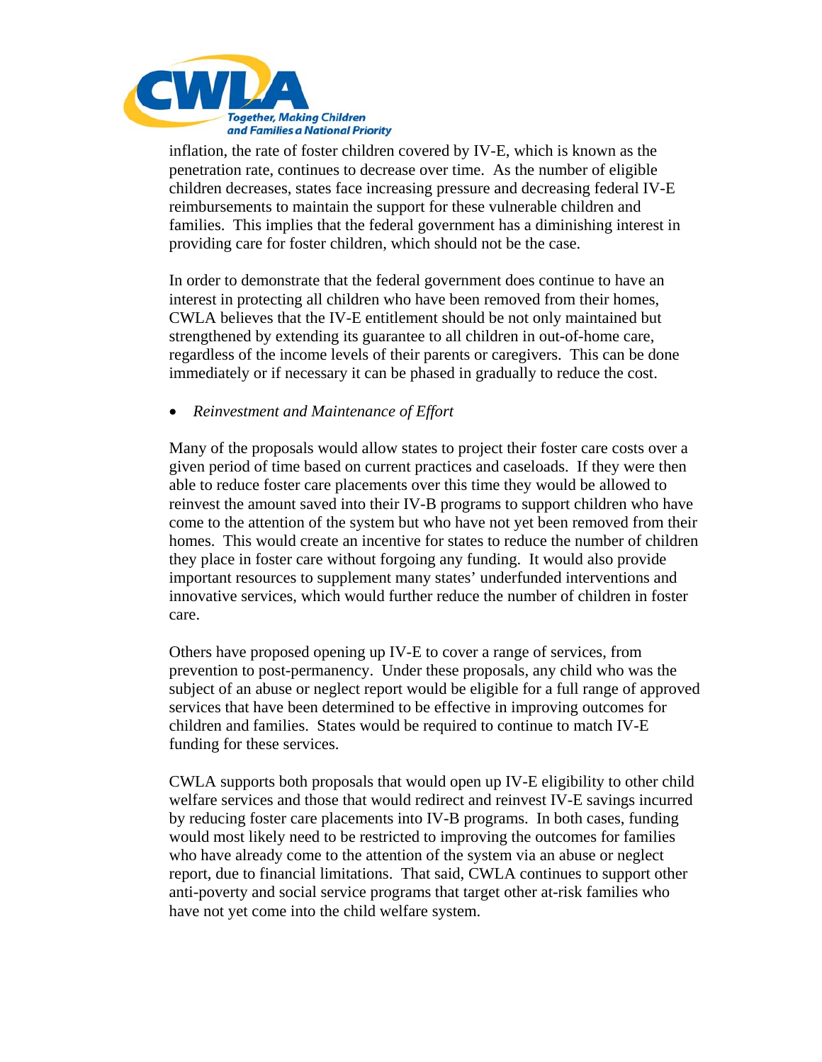inflation, the rate of foster children covered by IV-E, which is known as the penetration rate, continues to decrease over time. As the number of eligible children decreases, states face increasing pressure and decreasing federal IV-E reimbursements to maintain the support for these vulnerable children and families. This implies that the federal government has a diminishing interest in providing care for foster children, which should not be the case.

In order to demonstrate that the federal government does continue to have an interest in protecting all children who have been removed from their homes, CWLA believes that the IV-E entitlement should be not only maintained but strengthened by extending its guarantee to all children in out-of-home care, regardless of the income levels of their parents or caregivers. This can be done immediately or if necessary it can be phased in gradually to reduce the cost.

- *Reinvestment and Maintenance of Effort*

Many of the proposals would allow states to project their foster care costs over a given period of time based on current practices and caseloads. If they were then able to reduce foster care placements over this time they would be allowed to reinvest the amount saved into their IV-B programs to support children who have come to the attention of the system but who have not yet been removed from their homes. This would create an incentive for states to reduce the number of children they place in foster care without forgoing any funding. It would also provide important resources to supplement many states' underfunded interventions and innovative services, which would further reduce the number of children in foster care.

Others have proposed opening up IV-E to cover a range of services, from prevention to post-permanency. Under these proposals, any child who was the subject of an abuse or neglect report would be eligible for a full range of approved services that have been determined to be effective in improving outcomes for children and families. States would be required to continue to match IV-E funding for these services.

CWLA supports both proposals that would open up IV-E eligibility to other child welfare services and those that would redirect and reinvest IV-E savings incurred by reducing foster care placements into IV-B programs. In both cases, funding would most likely need to be restricted to improving the outcomes for families who have already come to the attention of the system via an abuse or neglect report, due to financial limitations. That said, CWLA continues to support other anti-poverty and social service programs that target other at-risk families who have not yet come into the child welfare system.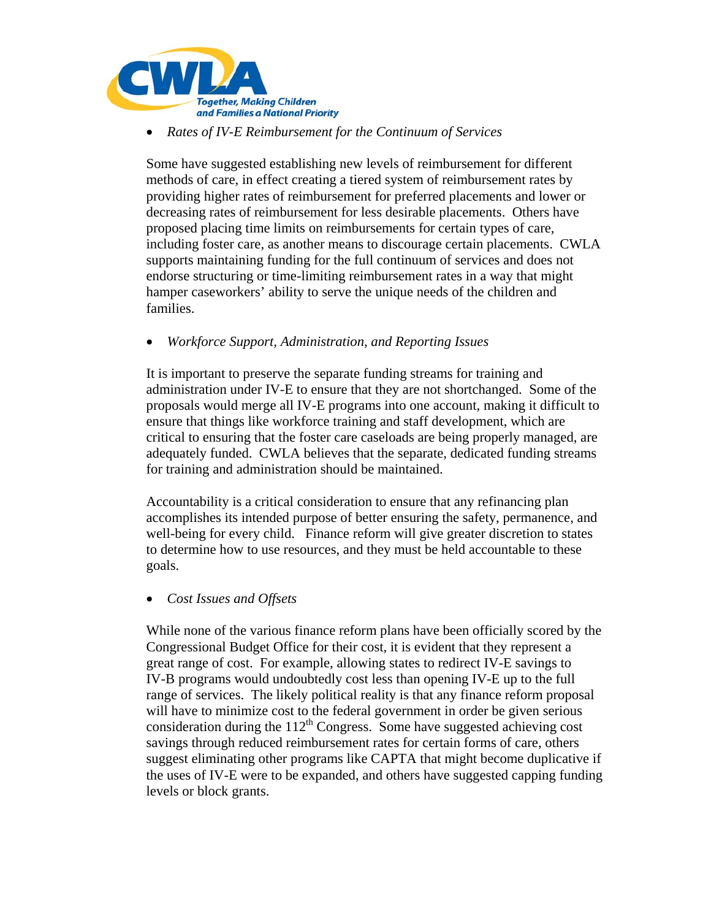- *Rates of IV-E Reimbursement for the Continuum of Services*

  Some have suggested establishing new levels of reimbursement for different methods of care, in effect creating a tiered system of reimbursement rates by providing higher rates of reimbursement for preferred placements and lower or decreasing rates of reimbursement for less desirable placements. Others have proposed placing time limits on reimbursements for certain types of care, including foster care, as another means to discourage certain placements. CWLA supports maintaining funding for the full continuum of services and does not endorse structuring or time-limiting reimbursement rates in a way that might hamper caseworkers' ability to serve the unique needs of the children and families.

- *Workforce Support, Administration, and Reporting Issues*

  It is important to preserve the separate funding streams for training and administration under IV-E to ensure that they are not shortchanged. Some of the proposals would merge all IV-E programs into one account, making it difficult to ensure that things like workforce training and staff development, which are critical to ensuring that the foster care caseloads are being properly managed, are adequately funded. CWLA believes that the separate, dedicated funding streams for training and administration should be maintained.

  Accountability is a critical consideration to ensure that any refinancing plan accomplishes its intended purpose of better ensuring the safety, permanence, and well-being for every child. Finance reform will give greater discretion to states to determine how to use resources, and they must be held accountable to these goals.

- *Cost Issues and Offsets*

  While none of the various finance reform plans have been officially scored by the Congressional Budget Office for their cost, it is evident that they represent a great range of cost. For example, allowing states to redirect IV-E savings to IV-B programs would undoubtedly cost less than opening IV-E up to the full range of services. The likely political reality is that any finance reform proposal will have to minimize cost to the federal government in order be given serious consideration during the 112th Congress. Some have suggested achieving cost savings through reduced reimbursement rates for certain forms of care, others suggest eliminating other programs like CAPTA that might become duplicative if the uses of IV-E were to be expanded, and others have suggested capping funding levels or block grants.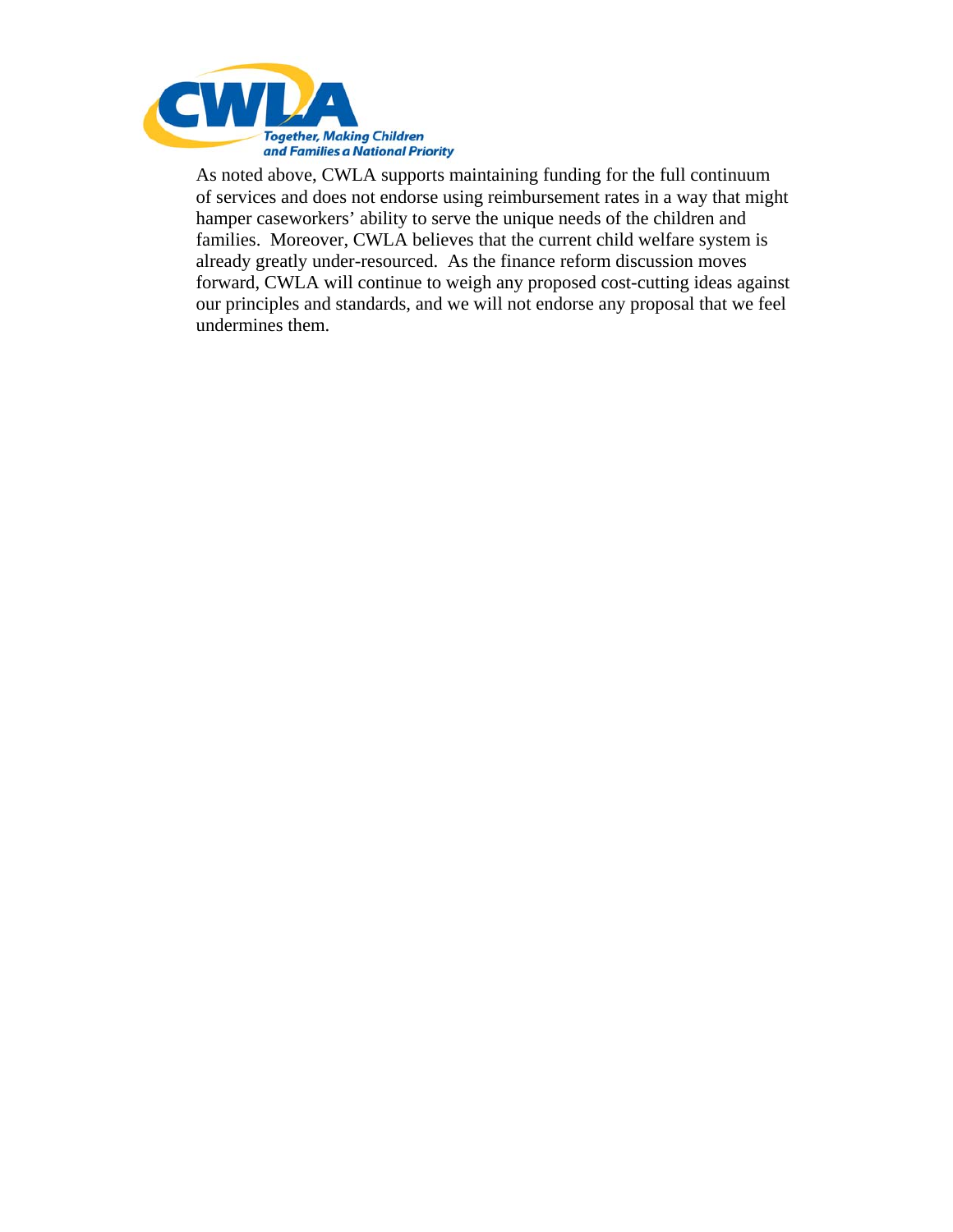As noted above, CWLA supports maintaining funding for the full continuum of services and does not endorse using reimbursement rates in a way that might hamper caseworkers' ability to serve the unique needs of the children and families. Moreover, CWLA believes that the current child welfare system is already greatly under-resourced. As the finance reform discussion moves forward, CWLA will continue to weigh any proposed cost-cutting ideas against our principles and standards, and we will not endorse any proposal that we feel undermines them.